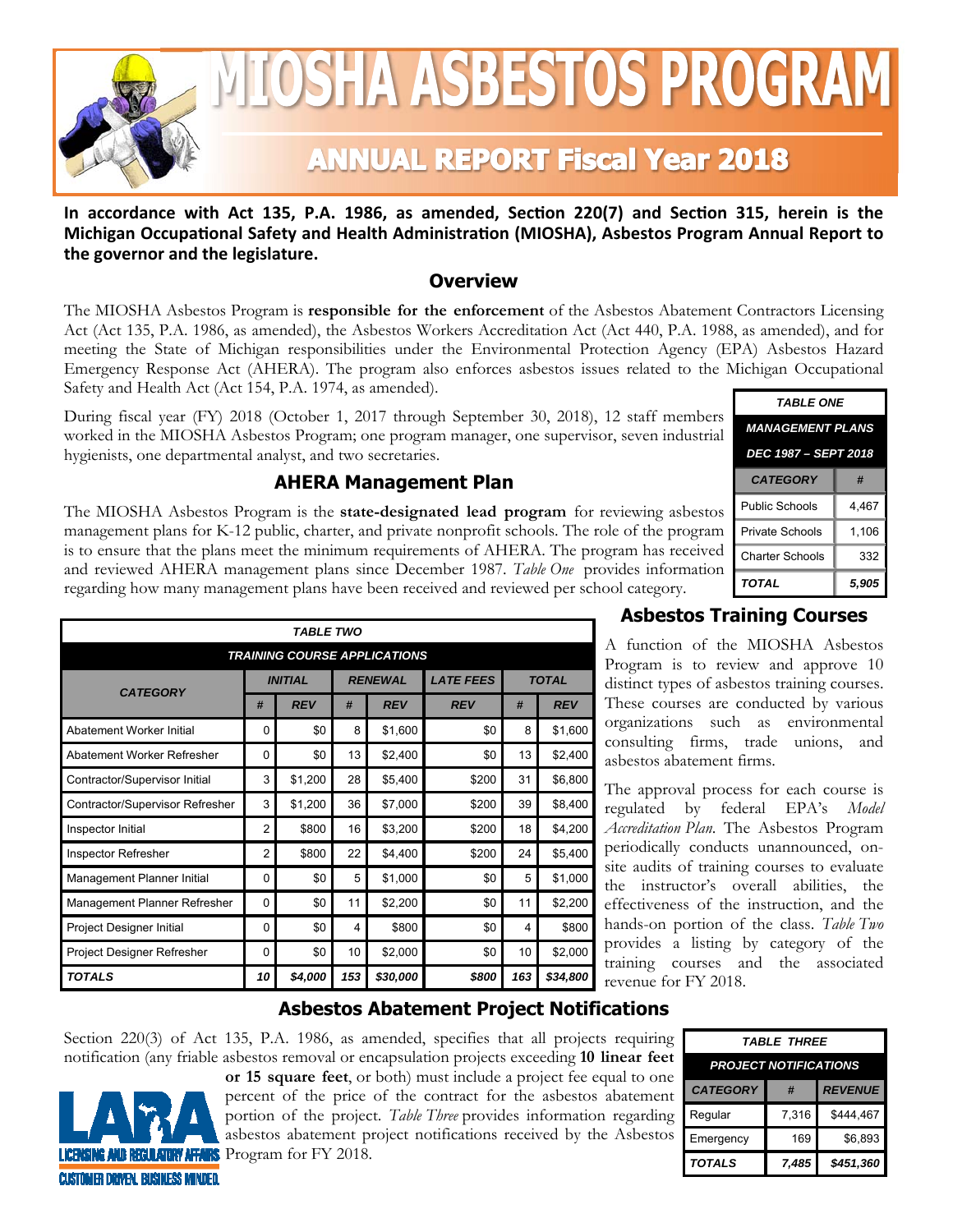# MIOSHA ASBESTOS PROGRAM

## ANNUAL REPORT Fiscal Year 2018

**In accordance with Act 135, P.A. 1986, as amended, Section 220(7) and Section 315, herein is the Michigan Occupational Safety and Health Administration (MIOSHA), Asbestos Program Annual Report to the governor and the legislature.**

## Overview

The MIOSHA Asbestos Program is **responsible for the enforcement** of the Asbestos Abatement Contractors Licensing Act (Act 135, P.A. 1986, as amended), the Asbestos Workers Accreditation Act (Act 440, P.A. 1988, as amended), and for meeting the State of Michigan responsibilities under the Environmental Protection Agency (EPA) Asbestos Hazard Emergency Response Act (AHERA). The program also enforces asbestos issues related to the Michigan Occupational Safety and Health Act (Act 154, P.A. 1974, as amended).

During fiscal year (FY) 2018 (October 1, 2017 through September 30, 2018), 12 staff members worked in the MIOSHA Asbestos Program; one program manager, one supervisor, seven industrial hygienists, one departmental analyst, and two secretaries.

## AHERA Management Plan

The MIOSHA Asbestos Program is the **state-designated lead program** for reviewing asbestos management plans for K-12 public, charter, and private nonprofit schools. The role of the program is to ensure that the plans meet the minimum requirements of AHERA. The program has received and reviewed AHERA management plans since December 1987. *Table One* provides information regarding how many management plans have been received and reviewed per school category.

**TABLE ONE**

**MANAGEMENT PLANS**

**DEC 1987 – SEPT 2018**

| CATEGORY | # |
|---|---|
| Public Schools | 4,467 |
| Private Schools | 1,106 |
| Charter Schools | 332 |
| ***TOTAL*** | ***5,905*** |

## Asbestos Training Courses

A function of the MIOSHA Asbestos Program is to review and approve 10 distinct types of asbestos training courses. These courses are conducted by various organizations such as environmental consulting firms, trade unions, and asbestos abatement firms.

The approval process for each course is regulated by federal EPA's *Model Accreditation Plan.* The Asbestos Program periodically conducts unannounced, on-site audits of training courses to evaluate the instructor's overall abilities, the effectiveness of the instruction, and the hands-on portion of the class. *Table Two* provides a listing by category of the training courses and the associated revenue for FY 2018.

**TABLE TWO**

**TRAINING COURSE APPLICATIONS**

| CATEGORY | INITIAL | | RENEWAL | | LATE FEES | TOTAL | |
|---|---|---|---|---|---|---|---|
| | # | REV | # | REV | REV | # | REV |
| Abatement Worker Initial | 0 | $0 | 8 | $1,600 | $0 | 8 | $1,600 |
| Abatement Worker Refresher | 0 | $0 | 13 | $2,400 | $0 | 13 | $2,400 |
| Contractor/Supervisor Initial | 3 | $1,200 | 28 | $5,400 | $200 | 31 | $6,800 |
| Contractor/Supervisor Refresher | 3 | $1,200 | 36 | $7,000 | $200 | 39 | $8,400 |
| Inspector Initial | 2 | $800 | 16 | $3,200 | $200 | 18 | $4,200 |
| Inspector Refresher | 2 | $800 | 22 | $4,400 | $200 | 24 | $5,400 |
| Management Planner Initial | 0 | $0 | 5 | $1,000 | $0 | 5 | $1,000 |
| Management Planner Refresher | 0 | $0 | 11 | $2,200 | $0 | 11 | $2,200 |
| Project Designer Initial | 0 | $0 | 4 | $800 | $0 | 4 | $800 |
| Project Designer Refresher | 0 | $0 | 10 | $2,000 | $0 | 10 | $2,000 |
| ***TOTALS*** | ***10*** | ***$4,000*** | ***153*** | ***$30,000*** | ***$800*** | ***163*** | ***$34,800*** |

## Asbestos Abatement Project Notifications

Section 220(3) of Act 135, P.A. 1986, as amended, specifies that all projects requiring notification (any friable asbestos removal or encapsulation projects exceeding **10 linear feet or 15 square feet**, or both) must include a project fee equal to one percent of the price of the contract for the asbestos abatement portion of the project. *Table Three* provides information regarding asbestos abatement project notifications received by the Asbestos Program for FY 2018.

**TABLE THREE**

**PROJECT NOTIFICATIONS**

| CATEGORY | # | REVENUE |
|---|---|---|
| Regular | 7,316 | $444,467 |
| Emergency | 169 | $6,893 |
| ***TOTALS*** | ***7,485*** | ***$451,360*** |

LARA
LICENSING AND REGULATORY AFFAIRS
CUSTOMER DRIVEN. BUSINESS MINDED.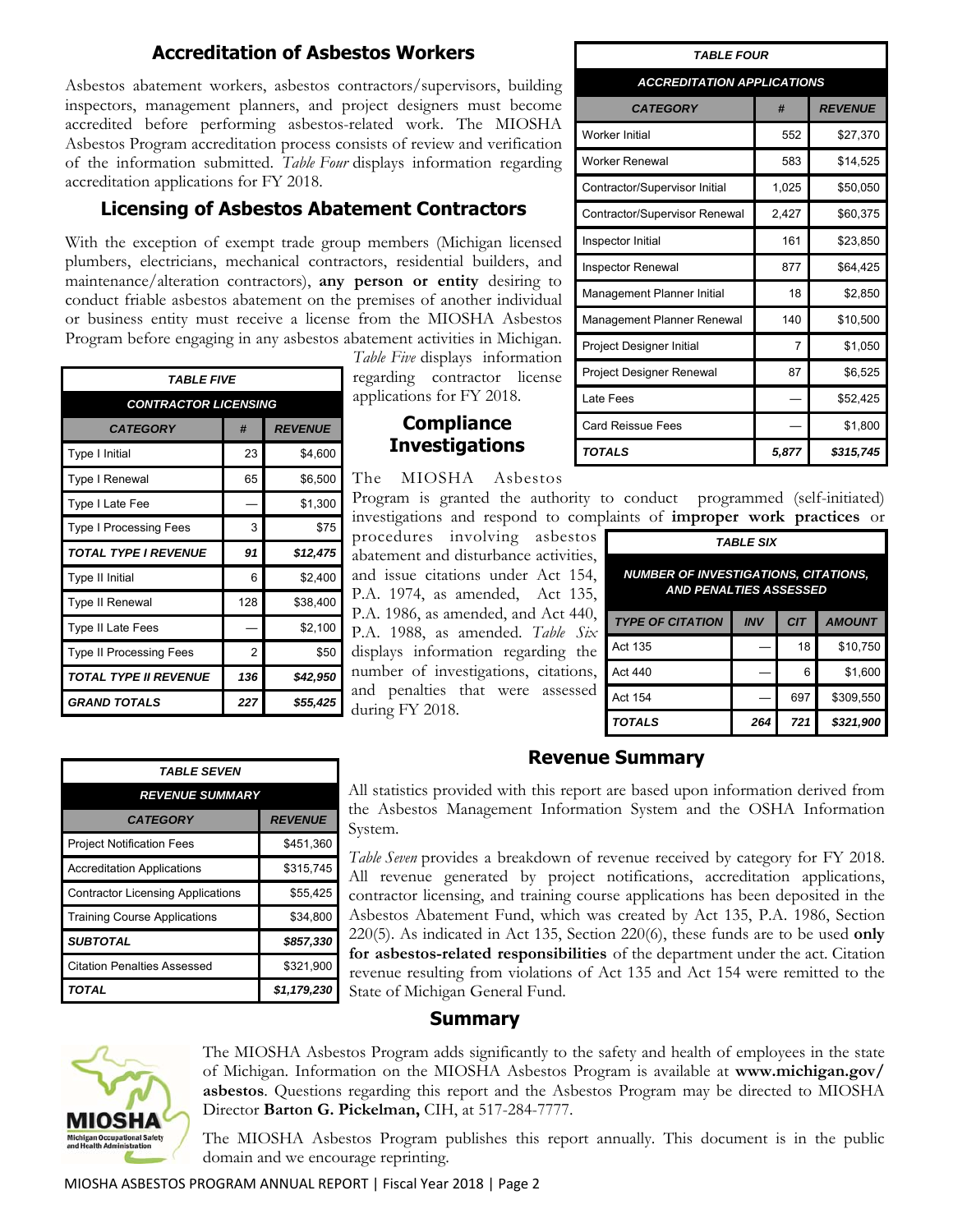## Accreditation of Asbestos Workers

Asbestos abatement workers, asbestos contractors/supervisors, building inspectors, management planners, and project designers must become accredited before performing asbestos-related work. The MIOSHA Asbestos Program accreditation process consists of review and verification of the information submitted. *Table Four* displays information regarding accreditation applications for FY 2018.

| TABLE FOUR | | |
|---|---|---|
| ACCREDITATION APPLICATIONS | | |
| CATEGORY | # | REVENUE |
| Worker Initial | 552 | $27,370 |
| Worker Renewal | 583 | $14,525 |
| Contractor/Supervisor Initial | 1,025 | $50,050 |
| Contractor/Supervisor Renewal | 2,427 | $60,375 |
| Inspector Initial | 161 | $23,850 |
| Inspector Renewal | 877 | $64,425 |
| Management Planner Initial | 18 | $2,850 |
| Management Planner Renewal | 140 | $10,500 |
| Project Designer Initial | 7 | $1,050 |
| Project Designer Renewal | 87 | $6,525 |
| Late Fees | — | $52,425 |
| Card Reissue Fees | — | $1,800 |
| ***TOTALS*** | ***5,877*** | ***$315,745*** |

## Licensing of Asbestos Abatement Contractors

With the exception of exempt trade group members (Michigan licensed plumbers, electricians, mechanical contractors, residential builders, and maintenance/alteration contractors), **any person or entity** desiring to conduct friable asbestos abatement on the premises of another individual or business entity must receive a license from the MIOSHA Asbestos Program before engaging in any asbestos abatement activities in Michigan. *Table Five* displays information regarding contractor license applications for FY 2018.

| TABLE FIVE | | |
|---|---|---|
| CONTRACTOR LICENSING | | |
| CATEGORY | # | REVENUE |
| Type I Initial | 23 | $4,600 |
| Type I Renewal | 65 | $6,500 |
| Type I Late Fee | — | $1,300 |
| Type I Processing Fees | 3 | $75 |
| ***TOTAL TYPE I REVENUE*** | ***91*** | ***$12,475*** |
| Type II Initial | 6 | $2,400 |
| Type II Renewal | 128 | $38,400 |
| Type II Late Fees | — | $2,100 |
| Type II Processing Fees | 2 | $50 |
| ***TOTAL TYPE II REVENUE*** | ***136*** | ***$42,950*** |
| ***GRAND TOTALS*** | ***227*** | ***$55,425*** |

## Compliance Investigations

The MIOSHA Asbestos Program is granted the authority to conduct programmed (self-initiated) investigations and respond to complaints of **improper work practices** or procedures involving asbestos abatement and disturbance activities, and issue citations under Act 154, P.A. 1974, as amended, Act 135, P.A. 1986, as amended, and Act 440, P.A. 1988, as amended. *Table Six* displays information regarding the number of investigations, citations, and penalties that were assessed during FY 2018.

| TABLE SIX | | | |
|---|---|---|---|
| NUMBER OF INVESTIGATIONS, CITATIONS, AND PENALTIES ASSESSED | | | |
| TYPE OF CITATION | INV | CIT | AMOUNT |
| Act 135 | — | 18 | $10,750 |
| Act 440 | — | 6 | $1,600 |
| Act 154 | — | 697 | $309,550 |
| ***TOTALS*** | ***264*** | ***721*** | ***$321,900*** |

## Revenue Summary

All statistics provided with this report are based upon information derived from the Asbestos Management Information System and the OSHA Information System.

*Table Seven* provides a breakdown of revenue received by category for FY 2018. All revenue generated by project notifications, accreditation applications, contractor licensing, and training course applications has been deposited in the Asbestos Abatement Fund, which was created by Act 135, P.A. 1986, Section 220(5). As indicated in Act 135, Section 220(6), these funds are to be used **only for asbestos-related responsibilities** of the department under the act. Citation revenue resulting from violations of Act 135 and Act 154 were remitted to the State of Michigan General Fund.

| TABLE SEVEN | |
|---|---|
| REVENUE SUMMARY | |
| CATEGORY | REVENUE |
| Project Notification Fees | $451,360 |
| Accreditation Applications | $315,745 |
| Contractor Licensing Applications | $55,425 |
| Training Course Applications | $34,800 |
| ***SUBTOTAL*** | ***$857,330*** |
| Citation Penalties Assessed | $321,900 |
| ***TOTAL*** | ***$1,179,230*** |

## Summary

The MIOSHA Asbestos Program adds significantly to the safety and health of employees in the state of Michigan. Information on the MIOSHA Asbestos Program is available at **www.michigan.gov/asbestos**. Questions regarding this report and the Asbestos Program may be directed to MIOSHA Director **Barton G. Pickelman,** CIH, at 517-284-7777.

The MIOSHA Asbestos Program publishes this report annually. This document is in the public domain and we encourage reprinting.